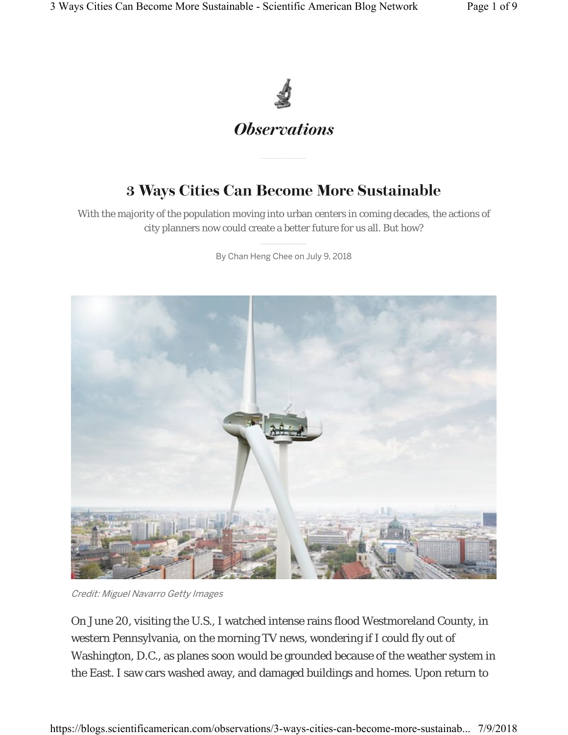*Observations*

# 3 Ways Cities Can Become More Sustainable

With the majority of the population moving into urban centers in coming decades, the actions of city planners now could create a better future for us all. But how?

By Chan Heng Chee on July 9, 2018

*Credit: Miguel Navarro Getty Images*

On June 20, visiting the U.S., I watched intense rains flood Westmoreland County, in western Pennsylvania, on the morning TV news, wondering if I could fly out of Washington, D.C., as planes soon would be grounded because of the weather system in the East. I saw cars washed away, and damaged buildings and homes. Upon return to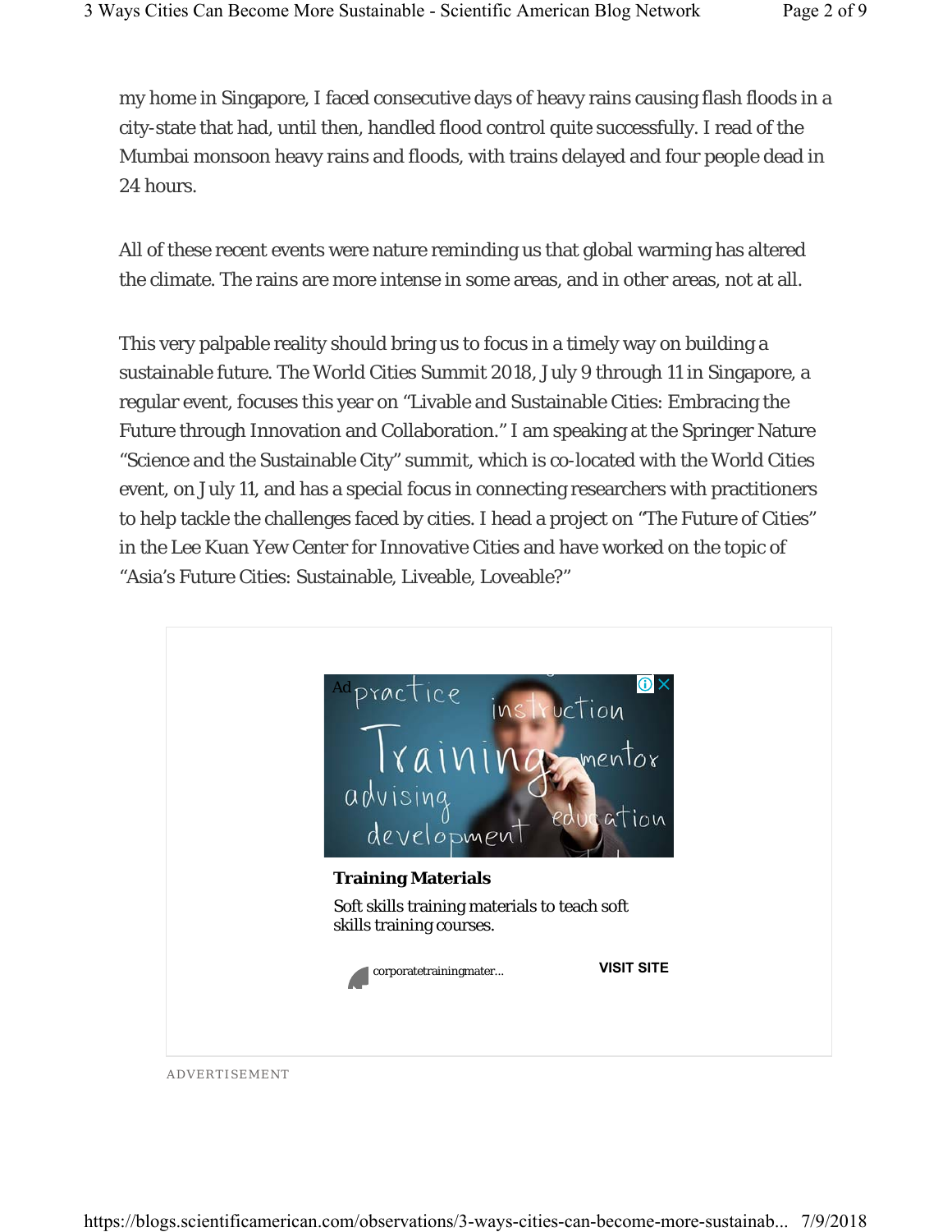my home in Singapore, I faced consecutive days of heavy rains causing flash floods in a city-state that had, until then, handled flood control quite successfully. I read of the Mumbai monsoon heavy rains and floods, with trains delayed and four people dead in 24 hours.

All of these recent events were nature reminding us that global warming has altered the climate. The rains are more intense in some areas, and in other areas, not at all.

This very palpable reality should bring us to focus in a timely way on building a sustainable future. The World Cities Summit 2018, July 9 through 11 in Singapore, a regular event, focuses this year on "Livable and Sustainable Cities: Embracing the Future through Innovation and Collaboration." I am speaking at the Springer Nature "Science and the Sustainable City" summit, which is co-located with the World Cities event, on July 11, and has a special focus in connecting researchers with practitioners to help tackle the challenges faced by cities. I head a project on "The Future of Cities" in the Lee Kuan Yew Center for Innovative Cities and have worked on the topic of "Asia's Future Cities: Sustainable, Liveable, Loveable?"

**Training Materials**

Soft skills training materials to teach soft skills training courses.

corporatetrainingmater... VISIT SITE

ADVERTISEMENT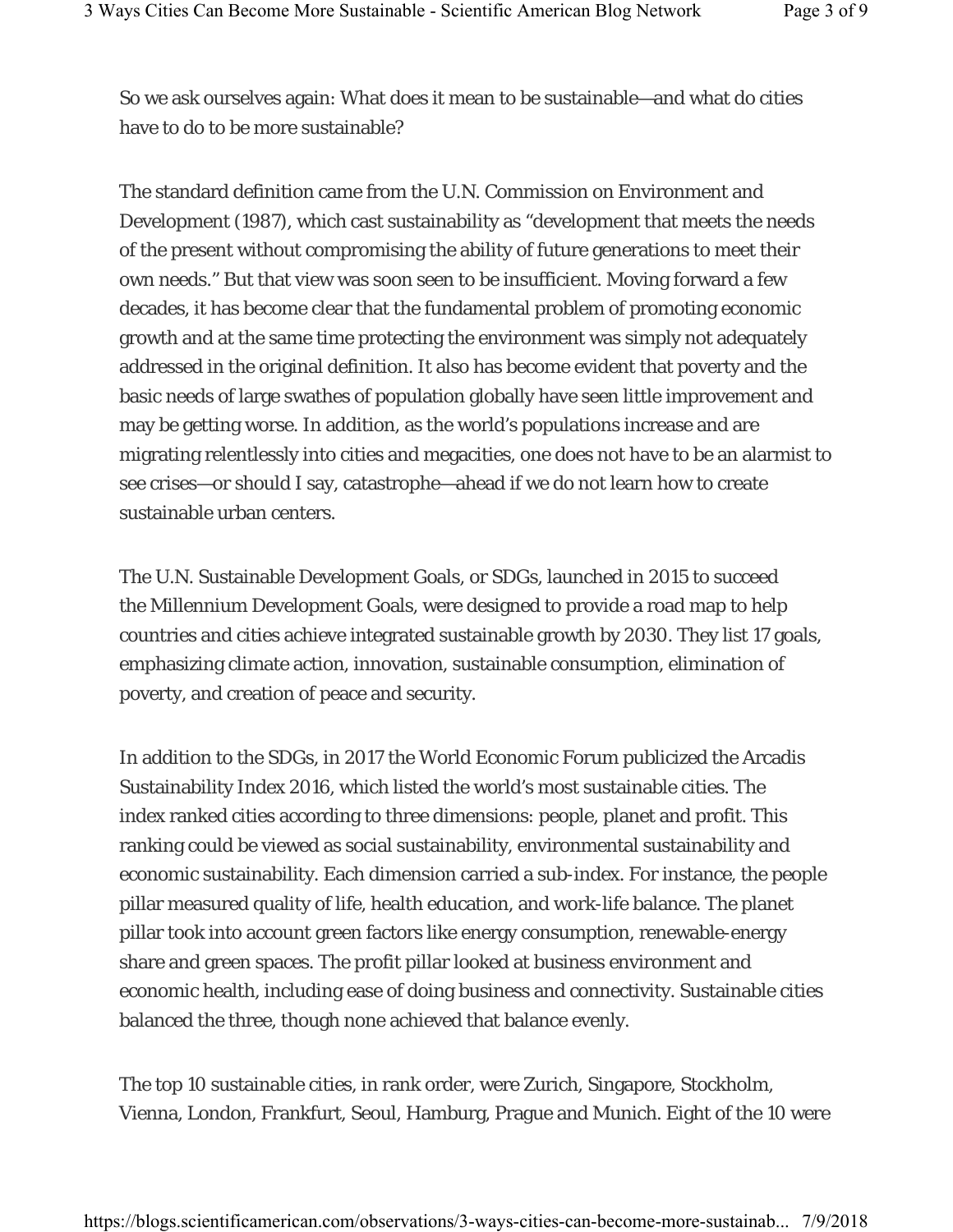So we ask ourselves again: What does it mean to be sustainable—and what do cities have to do to be more sustainable?

The standard definition came from the U.N. Commission on Environment and Development (1987), which cast sustainability as "development that meets the needs of the present without compromising the ability of future generations to meet their own needs." But that view was soon seen to be insufficient. Moving forward a few decades, it has become clear that the fundamental problem of promoting economic growth and at the same time protecting the environment was simply not adequately addressed in the original definition. It also has become evident that poverty and the basic needs of large swathes of population globally have seen little improvement and may be getting worse. In addition, as the world's populations increase and are migrating relentlessly into cities and megacities, one does not have to be an alarmist to see crises—or should I say, catastrophe—ahead if we do not learn how to create sustainable urban centers.

The U.N. Sustainable Development Goals, or SDGs, launched in 2015 to succeed the Millennium Development Goals, were designed to provide a road map to help countries and cities achieve integrated sustainable growth by 2030. They list 17 goals, emphasizing climate action, innovation, sustainable consumption, elimination of poverty, and creation of peace and security.

In addition to the SDGs, in 2017 the World Economic Forum publicized the Arcadis Sustainability Index 2016, which listed the world's most sustainable cities. The index ranked cities according to three dimensions: people, planet and profit. This ranking could be viewed as social sustainability, environmental sustainability and economic sustainability. Each dimension carried a sub-index. For instance, the people pillar measured quality of life, health education, and work-life balance. The planet pillar took into account green factors like energy consumption, renewable-energy share and green spaces. The profit pillar looked at business environment and economic health, including ease of doing business and connectivity. Sustainable cities balanced the three, though none achieved that balance evenly.

The top 10 sustainable cities, in rank order, were Zurich, Singapore, Stockholm, Vienna, London, Frankfurt, Seoul, Hamburg, Prague and Munich. Eight of the 10 were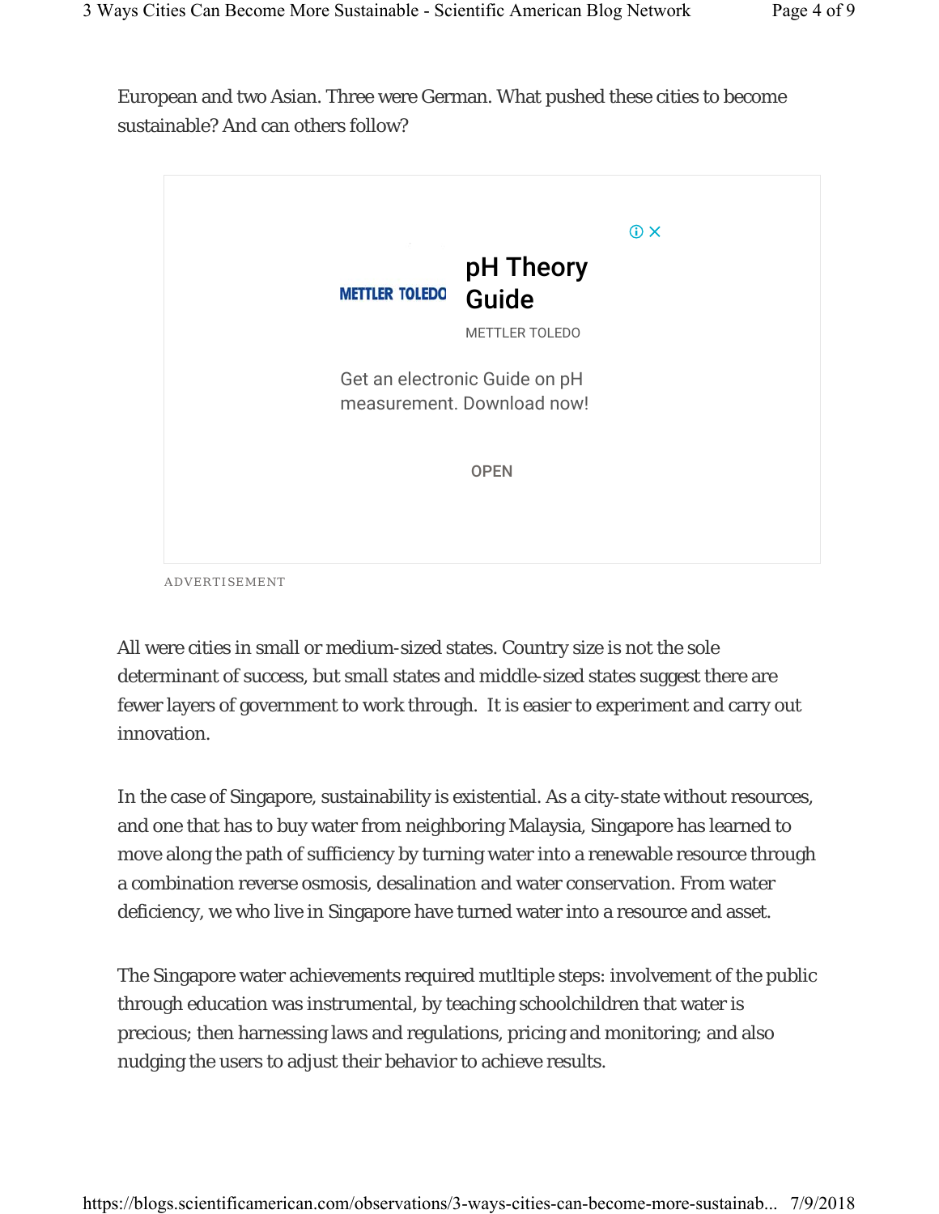European and two Asian. Three were German. What pushed these cities to become sustainable? And can others follow?

All were cities in small or medium-sized states. Country size is not the sole determinant of success, but small states and middle-sized states suggest there are fewer layers of government to work through. It is easier to experiment and carry out innovation.

In the case of Singapore, sustainability is existential. As a city-state without resources, and one that has to buy water from neighboring Malaysia, Singapore has learned to move along the path of sufficiency by turning water into a renewable resource through a combination reverse osmosis, desalination and water conservation. From water deficiency, we who live in Singapore have turned water into a resource and asset.

The Singapore water achievements required mutltiple steps: involvement of the public through education was instrumental, by teaching schoolchildren that water is precious; then harnessing laws and regulations, pricing and monitoring; and also nudging the users to adjust their behavior to achieve results.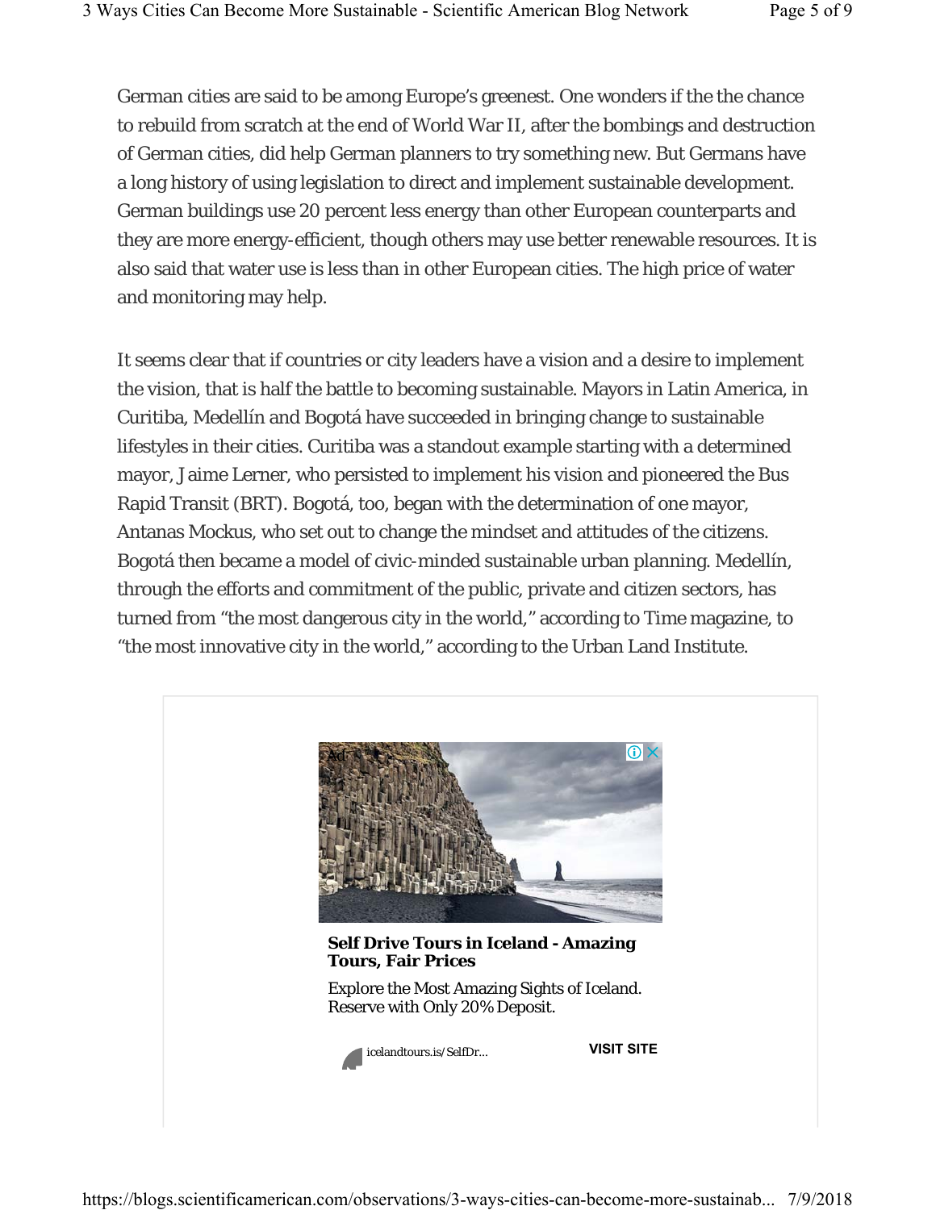German cities are said to be among Europe's greenest. One wonders if the the chance to rebuild from scratch at the end of World War II, after the bombings and destruction of German cities, did help German planners to try something new. But Germans have a long history of using legislation to direct and implement sustainable development. German buildings use 20 percent less energy than other European counterparts and they are more energy-efficient, though others may use better renewable resources. It is also said that water use is less than in other European cities. The high price of water and monitoring may help.

It seems clear that if countries or city leaders have a vision and a desire to implement the vision, that is half the battle to becoming sustainable. Mayors in Latin America, in Curitiba, Medellín and Bogotá have succeeded in bringing change to sustainable lifestyles in their cities. Curitiba was a standout example starting with a determined mayor, Jaime Lerner, who persisted to implement his vision and pioneered the Bus Rapid Transit (BRT). Bogotá, too, began with the determination of one mayor, Antanas Mockus, who set out to change the mindset and attitudes of the citizens. Bogotá then became a model of civic-minded sustainable urban planning. Medellín, through the efforts and commitment of the public, private and citizen sectors, has turned from "the most dangerous city in the world," according to Time magazine, to "the most innovative city in the world," according to the Urban Land Institute.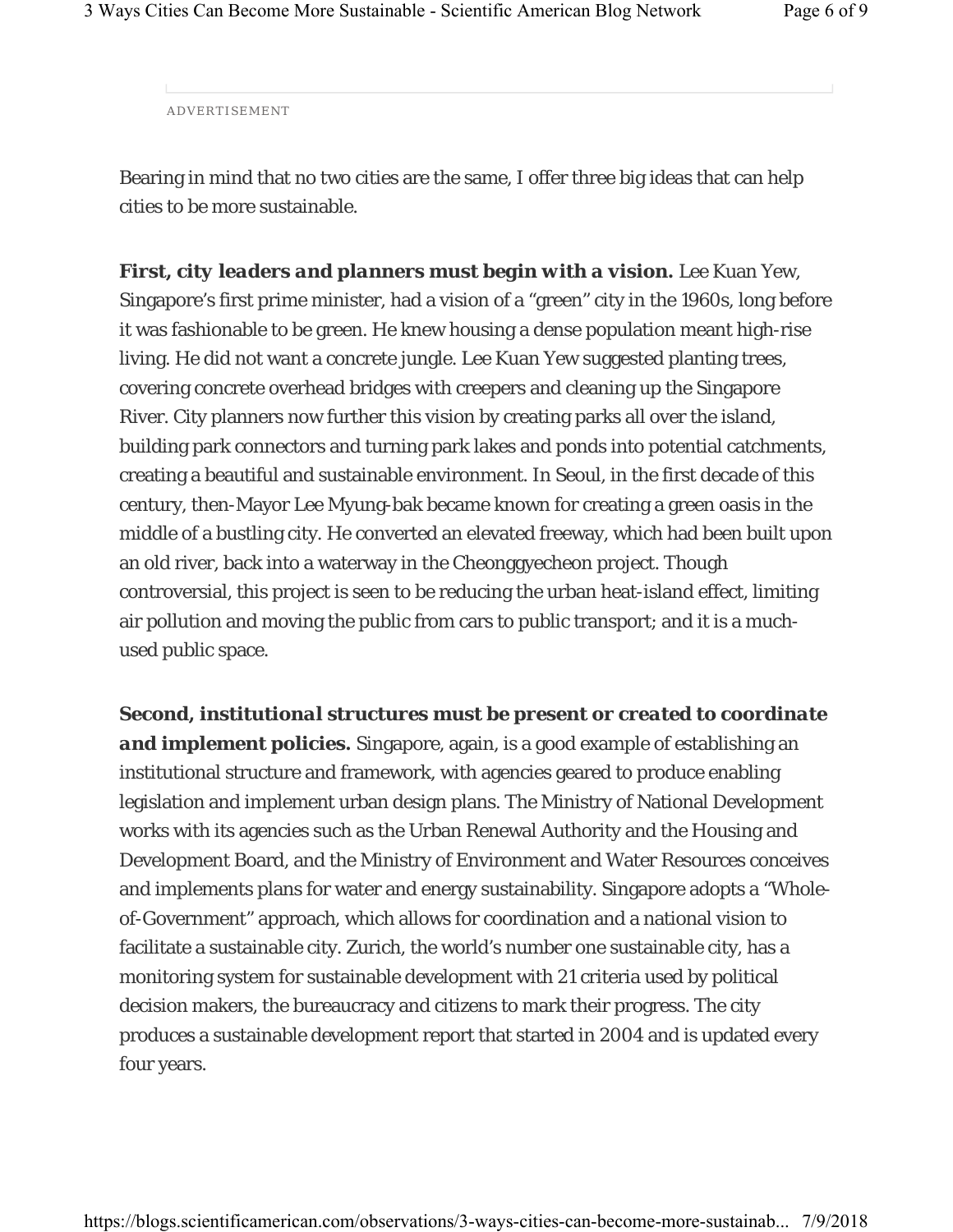ADVERTISEMENT

Bearing in mind that no two cities are the same, I offer three big ideas that can help cities to be more sustainable.

***First, city leaders and planners must begin with a vision.*** Lee Kuan Yew, Singapore's first prime minister, had a vision of a "green" city in the 1960s, long before it was fashionable to be green. He knew housing a dense population meant high-rise living. He did not want a concrete jungle. Lee Kuan Yew suggested planting trees, covering concrete overhead bridges with creepers and cleaning up the Singapore River. City planners now further this vision by creating parks all over the island, building park connectors and turning park lakes and ponds into potential catchments, creating a beautiful and sustainable environment. In Seoul, in the first decade of this century, then-Mayor Lee Myung-bak became known for creating a green oasis in the middle of a bustling city. He converted an elevated freeway, which had been built upon an old river, back into a waterway in the Cheonggyecheon project. Though controversial, this project is seen to be reducing the urban heat-island effect, limiting air pollution and moving the public from cars to public transport; and it is a much-used public space.

***Second, institutional structures must be present or created to coordinate and implement policies.*** Singapore, again, is a good example of establishing an institutional structure and framework, with agencies geared to produce enabling legislation and implement urban design plans. The Ministry of National Development works with its agencies such as the Urban Renewal Authority and the Housing and Development Board, and the Ministry of Environment and Water Resources conceives and implements plans for water and energy sustainability. Singapore adopts a "Whole-of-Government" approach, which allows for coordination and a national vision to facilitate a sustainable city. Zurich, the world's number one sustainable city, has a monitoring system for sustainable development with 21 criteria used by political decision makers, the bureaucracy and citizens to mark their progress. The city produces a sustainable development report that started in 2004 and is updated every four years.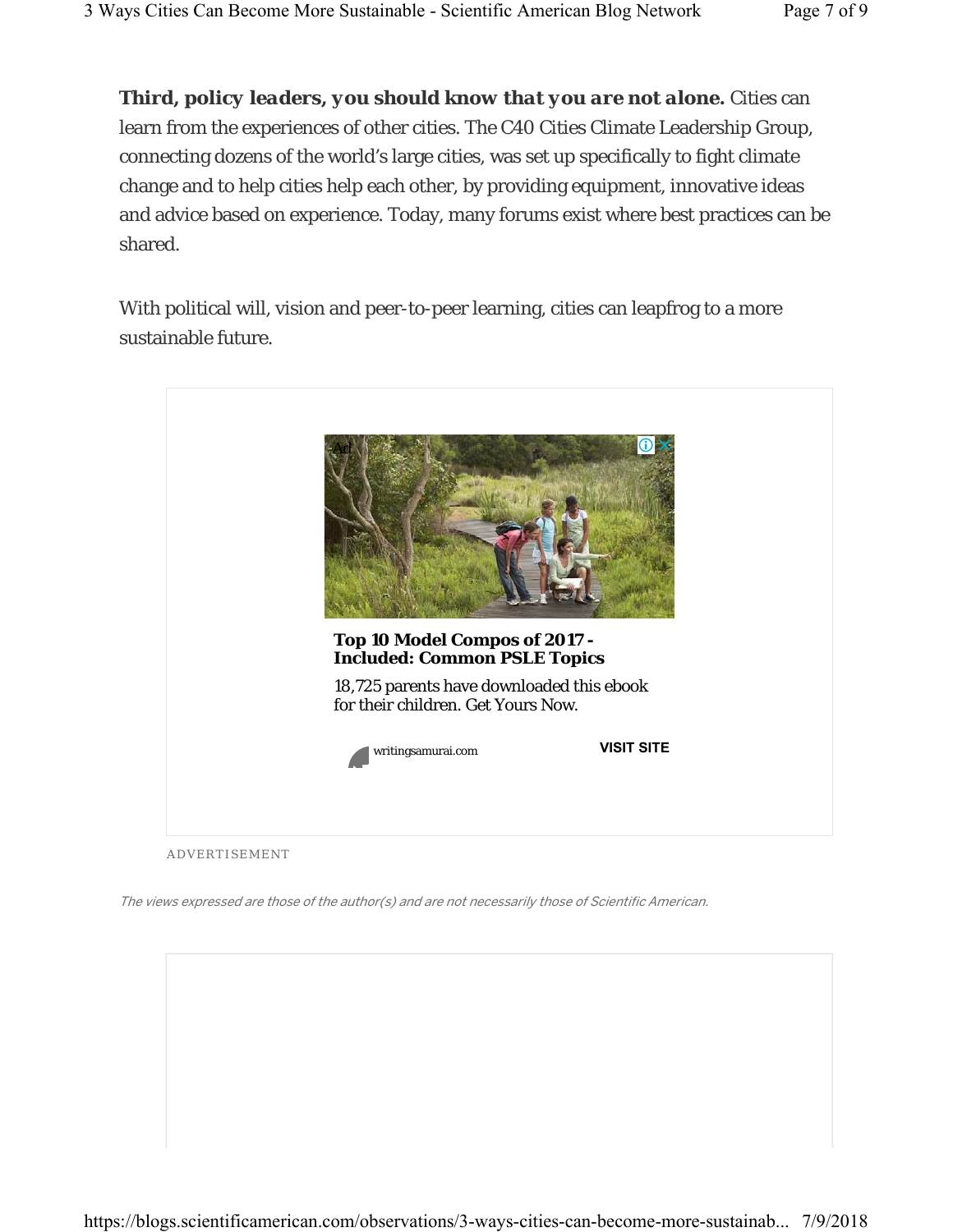**Third, policy leaders, you should know that you are not alone.** Cities can learn from the experiences of other cities. The C40 Cities Climate Leadership Group, connecting dozens of the world's large cities, was set up specifically to fight climate change and to help cities help each other, by providing equipment, innovative ideas and advice based on experience. Today, many forums exist where best practices can be shared.

With political will, vision and peer-to-peer learning, cities can leapfrog to a more sustainable future.

*The views expressed are those of the author(s) and are not necessarily those of Scientific American.*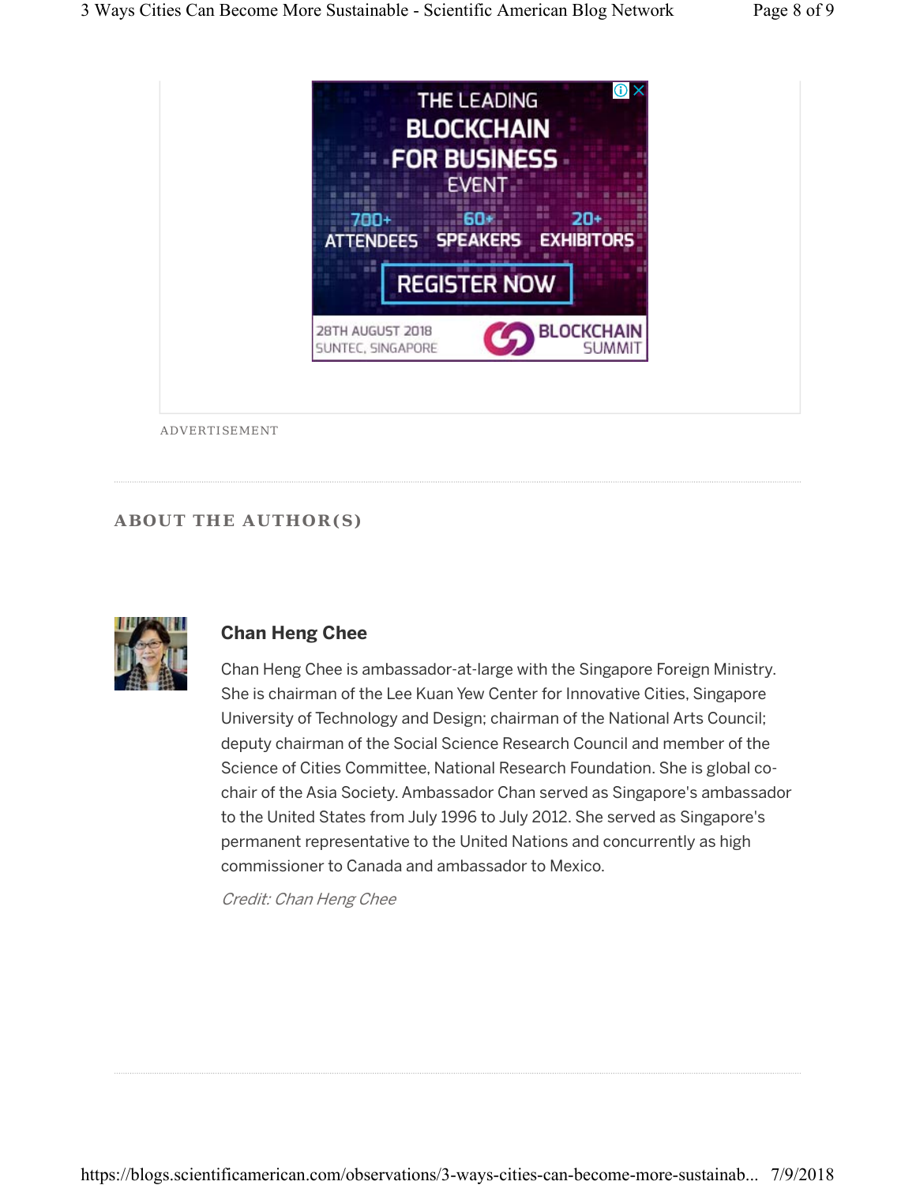ADVERTISEMENT

## ABOUT THE AUTHOR(S)

### Chan Heng Chee

Chan Heng Chee is ambassador-at-large with the Singapore Foreign Ministry. She is chairman of the Lee Kuan Yew Center for Innovative Cities, Singapore University of Technology and Design; chairman of the National Arts Council; deputy chairman of the Social Science Research Council and member of the Science of Cities Committee, National Research Foundation. She is global co-chair of the Asia Society. Ambassador Chan served as Singapore's ambassador to the United States from July 1996 to July 2012. She served as Singapore's permanent representative to the United Nations and concurrently as high commissioner to Canada and ambassador to Mexico.

*Credit: Chan Heng Chee*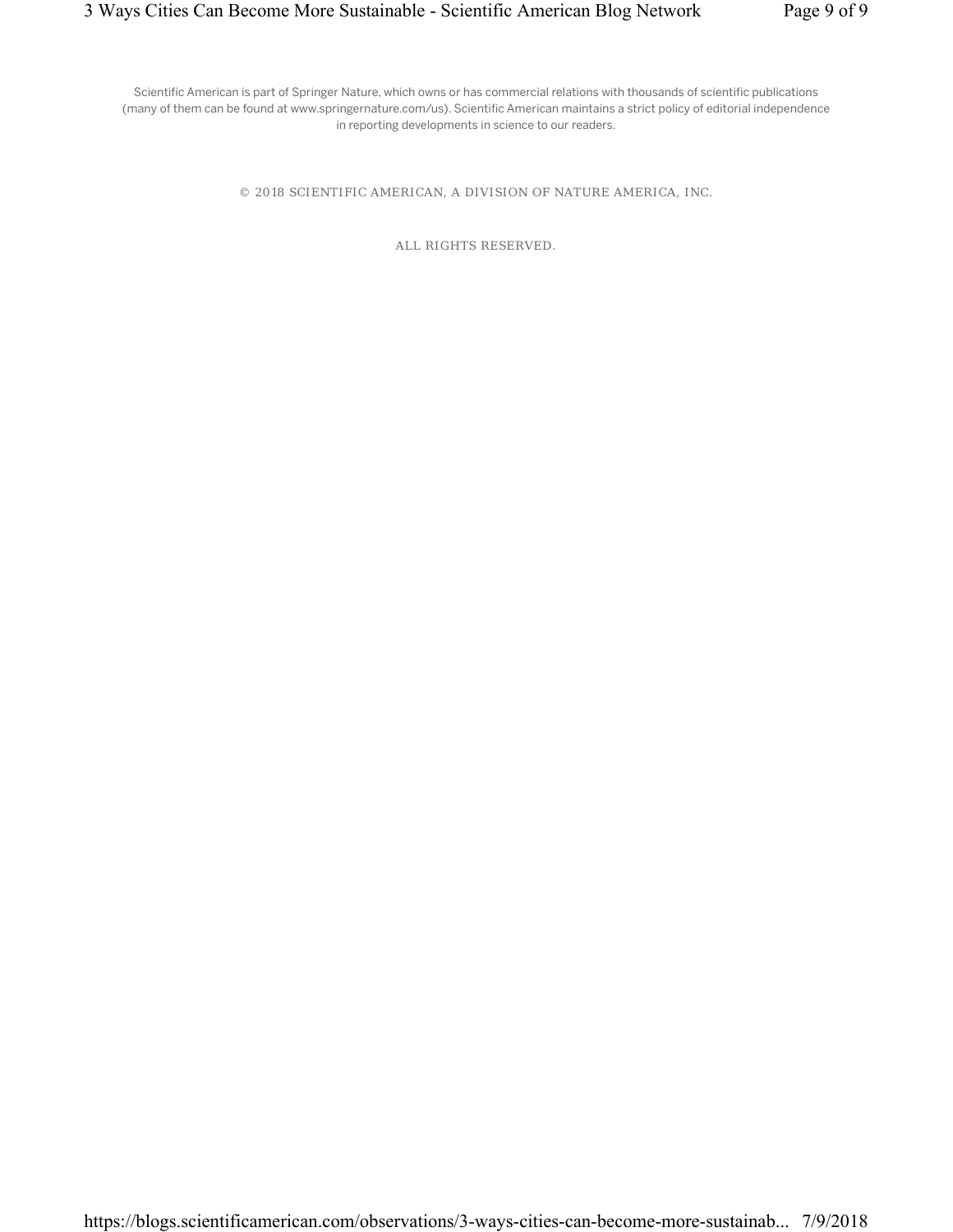Scientific American is part of Springer Nature, which owns or has commercial relations with thousands of scientific publications (many of them can be found at www.springernature.com/us). Scientific American maintains a strict policy of editorial independence in reporting developments in science to our readers.

© 2018 SCIENTIFIC AMERICAN, A DIVISION OF NATURE AMERICA, INC.

ALL RIGHTS RESERVED.